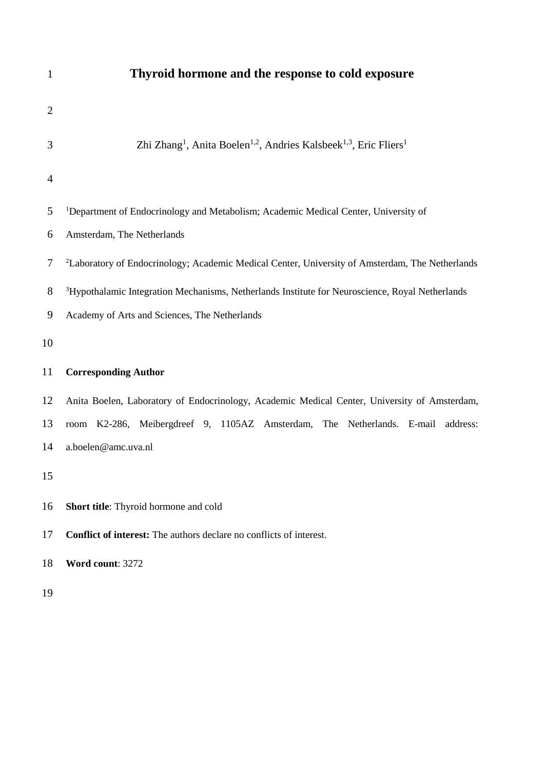# Thyroid hormone and the response to cold exposure

Zhi Zhang[1], Anita Boelen[1,2], Andries Kalsbeek[1,3], Eric Fliers[1]

[1]Department of Endocrinology and Metabolism; Academic Medical Center, University of Amsterdam, The Netherlands

[2]Laboratory of Endocrinology; Academic Medical Center, University of Amsterdam, The Netherlands

[3]Hypothalamic Integration Mechanisms, Netherlands Institute for Neuroscience, Royal Netherlands Academy of Arts and Sciences, The Netherlands

**Corresponding Author**

Anita Boelen, Laboratory of Endocrinology, Academic Medical Center, University of Amsterdam, room K2-286, Meibergdreef 9, 1105AZ Amsterdam, The Netherlands. E-mail address: a.boelen@amc.uva.nl

**Short title**: Thyroid hormone and cold

**Conflict of interest:** The authors declare no conflicts of interest.

**Word count**: 3272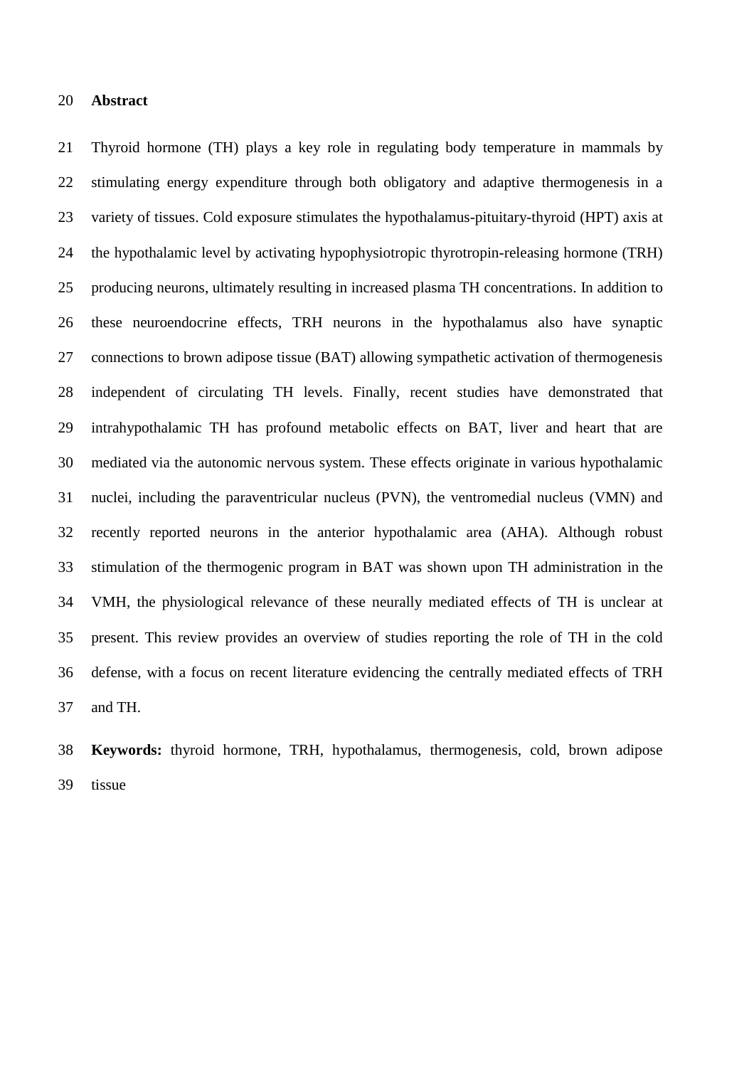## Abstract

Thyroid hormone (TH) plays a key role in regulating body temperature in mammals by stimulating energy expenditure through both obligatory and adaptive thermogenesis in a variety of tissues. Cold exposure stimulates the hypothalamus-pituitary-thyroid (HPT) axis at the hypothalamic level by activating hypophysiotropic thyrotropin-releasing hormone (TRH) producing neurons, ultimately resulting in increased plasma TH concentrations. In addition to these neuroendocrine effects, TRH neurons in the hypothalamus also have synaptic connections to brown adipose tissue (BAT) allowing sympathetic activation of thermogenesis independent of circulating TH levels. Finally, recent studies have demonstrated that intrahypothalamic TH has profound metabolic effects on BAT, liver and heart that are mediated via the autonomic nervous system. These effects originate in various hypothalamic nuclei, including the paraventricular nucleus (PVN), the ventromedial nucleus (VMN) and recently reported neurons in the anterior hypothalamic area (AHA). Although robust stimulation of the thermogenic program in BAT was shown upon TH administration in the VMH, the physiological relevance of these neurally mediated effects of TH is unclear at present. This review provides an overview of studies reporting the role of TH in the cold defense, with a focus on recent literature evidencing the centrally mediated effects of TRH and TH.

**Keywords:** thyroid hormone, TRH, hypothalamus, thermogenesis, cold, brown adipose tissue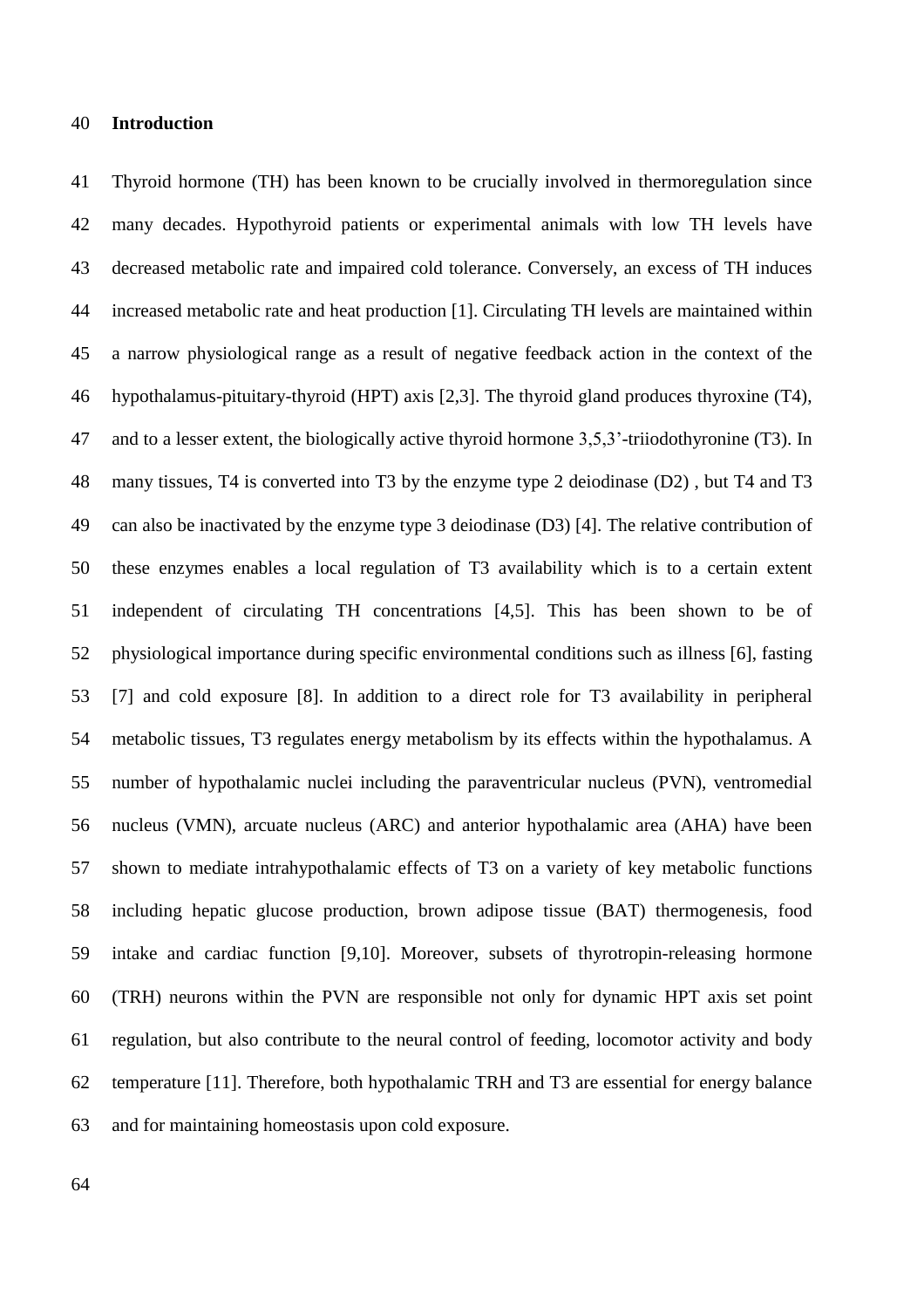## Introduction

Thyroid hormone (TH) has been known to be crucially involved in thermoregulation since many decades. Hypothyroid patients or experimental animals with low TH levels have decreased metabolic rate and impaired cold tolerance. Conversely, an excess of TH induces increased metabolic rate and heat production [1]. Circulating TH levels are maintained within a narrow physiological range as a result of negative feedback action in the context of the hypothalamus-pituitary-thyroid (HPT) axis [2,3]. The thyroid gland produces thyroxine (T4), and to a lesser extent, the biologically active thyroid hormone 3,5,3'-triiodothyronine (T3). In many tissues, T4 is converted into T3 by the enzyme type 2 deiodinase (D2) , but T4 and T3 can also be inactivated by the enzyme type 3 deiodinase (D3) [4]. The relative contribution of these enzymes enables a local regulation of T3 availability which is to a certain extent independent of circulating TH concentrations [4,5]. This has been shown to be of physiological importance during specific environmental conditions such as illness [6], fasting [7] and cold exposure [8]. In addition to a direct role for T3 availability in peripheral metabolic tissues, T3 regulates energy metabolism by its effects within the hypothalamus. A number of hypothalamic nuclei including the paraventricular nucleus (PVN), ventromedial nucleus (VMN), arcuate nucleus (ARC) and anterior hypothalamic area (AHA) have been shown to mediate intrahypothalamic effects of T3 on a variety of key metabolic functions including hepatic glucose production, brown adipose tissue (BAT) thermogenesis, food intake and cardiac function [9,10]. Moreover, subsets of thyrotropin-releasing hormone (TRH) neurons within the PVN are responsible not only for dynamic HPT axis set point regulation, but also contribute to the neural control of feeding, locomotor activity and body temperature [11]. Therefore, both hypothalamic TRH and T3 are essential for energy balance and for maintaining homeostasis upon cold exposure.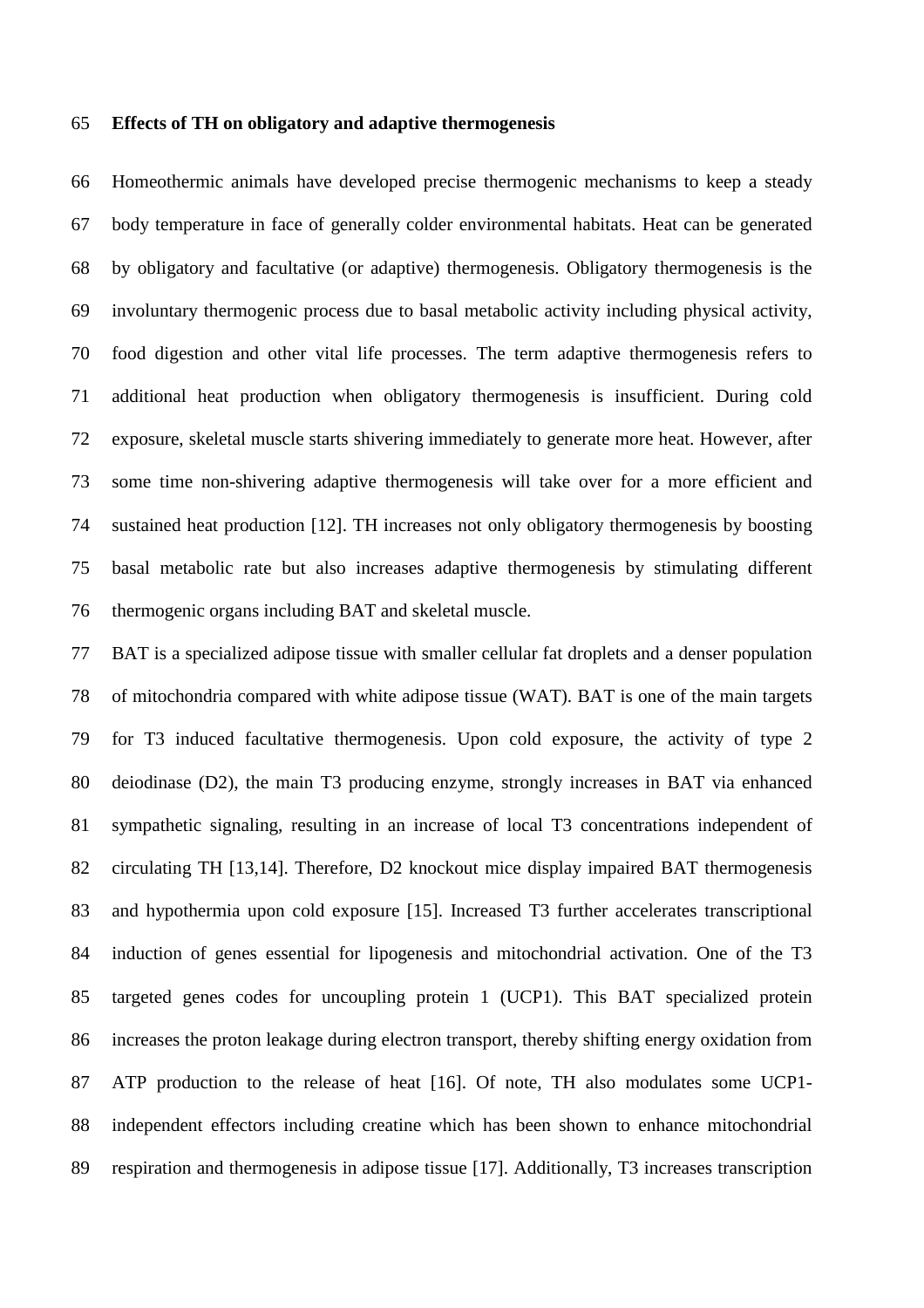## Effects of TH on obligatory and adaptive thermogenesis

Homeothermic animals have developed precise thermogenic mechanisms to keep a steady body temperature in face of generally colder environmental habitats. Heat can be generated by obligatory and facultative (or adaptive) thermogenesis. Obligatory thermogenesis is the involuntary thermogenic process due to basal metabolic activity including physical activity, food digestion and other vital life processes. The term adaptive thermogenesis refers to additional heat production when obligatory thermogenesis is insufficient. During cold exposure, skeletal muscle starts shivering immediately to generate more heat. However, after some time non-shivering adaptive thermogenesis will take over for a more efficient and sustained heat production [12]. TH increases not only obligatory thermogenesis by boosting basal metabolic rate but also increases adaptive thermogenesis by stimulating different thermogenic organs including BAT and skeletal muscle.

BAT is a specialized adipose tissue with smaller cellular fat droplets and a denser population of mitochondria compared with white adipose tissue (WAT). BAT is one of the main targets for T3 induced facultative thermogenesis. Upon cold exposure, the activity of type 2 deiodinase (D2), the main T3 producing enzyme, strongly increases in BAT via enhanced sympathetic signaling, resulting in an increase of local T3 concentrations independent of circulating TH [13,14]. Therefore, D2 knockout mice display impaired BAT thermogenesis and hypothermia upon cold exposure [15]. Increased T3 further accelerates transcriptional induction of genes essential for lipogenesis and mitochondrial activation. One of the T3 targeted genes codes for uncoupling protein 1 (UCP1). This BAT specialized protein increases the proton leakage during electron transport, thereby shifting energy oxidation from ATP production to the release of heat [16]. Of note, TH also modulates some UCP1-independent effectors including creatine which has been shown to enhance mitochondrial respiration and thermogenesis in adipose tissue [17]. Additionally, T3 increases transcription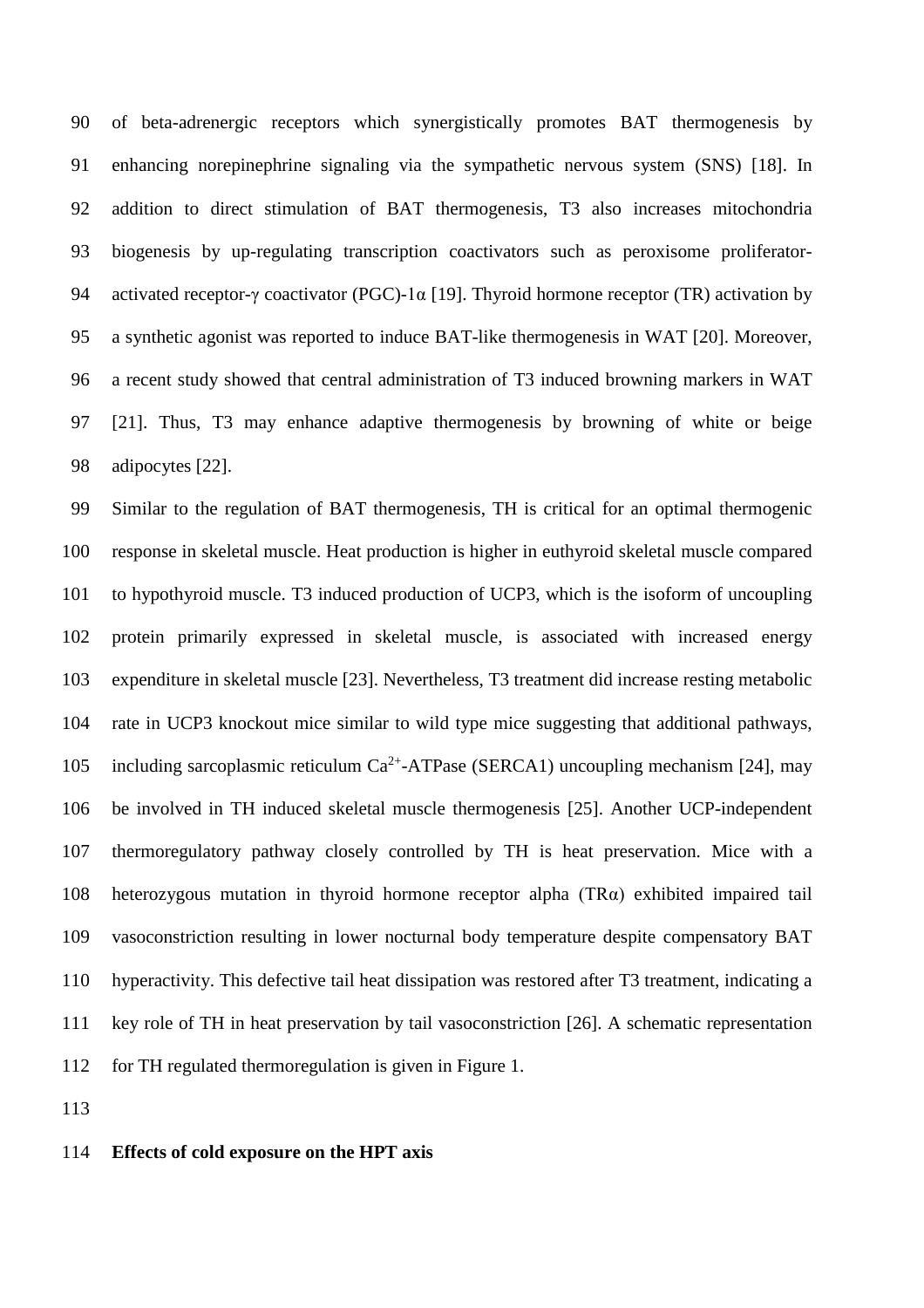of beta-adrenergic receptors which synergistically promotes BAT thermogenesis by enhancing norepinephrine signaling via the sympathetic nervous system (SNS) [18]. In addition to direct stimulation of BAT thermogenesis, T3 also increases mitochondria biogenesis by up-regulating transcription coactivators such as peroxisome proliferator-activated receptor-γ coactivator (PGC)-1α [19]. Thyroid hormone receptor (TR) activation by a synthetic agonist was reported to induce BAT-like thermogenesis in WAT [20]. Moreover, a recent study showed that central administration of T3 induced browning markers in WAT [21]. Thus, T3 may enhance adaptive thermogenesis by browning of white or beige adipocytes [22].

Similar to the regulation of BAT thermogenesis, TH is critical for an optimal thermogenic response in skeletal muscle. Heat production is higher in euthyroid skeletal muscle compared to hypothyroid muscle. T3 induced production of UCP3, which is the isoform of uncoupling protein primarily expressed in skeletal muscle, is associated with increased energy expenditure in skeletal muscle [23]. Nevertheless, T3 treatment did increase resting metabolic rate in UCP3 knockout mice similar to wild type mice suggesting that additional pathways, including sarcoplasmic reticulum $Ca^{2+}$-ATPase (SERCA1) uncoupling mechanism [24], may be involved in TH induced skeletal muscle thermogenesis [25]. Another UCP-independent thermoregulatory pathway closely controlled by TH is heat preservation. Mice with a heterozygous mutation in thyroid hormone receptor alpha (TRα) exhibited impaired tail vasoconstriction resulting in lower nocturnal body temperature despite compensatory BAT hyperactivity. This defective tail heat dissipation was restored after T3 treatment, indicating a key role of TH in heat preservation by tail vasoconstriction [26]. A schematic representation for TH regulated thermoregulation is given in Figure 1.

**Effects of cold exposure on the HPT axis**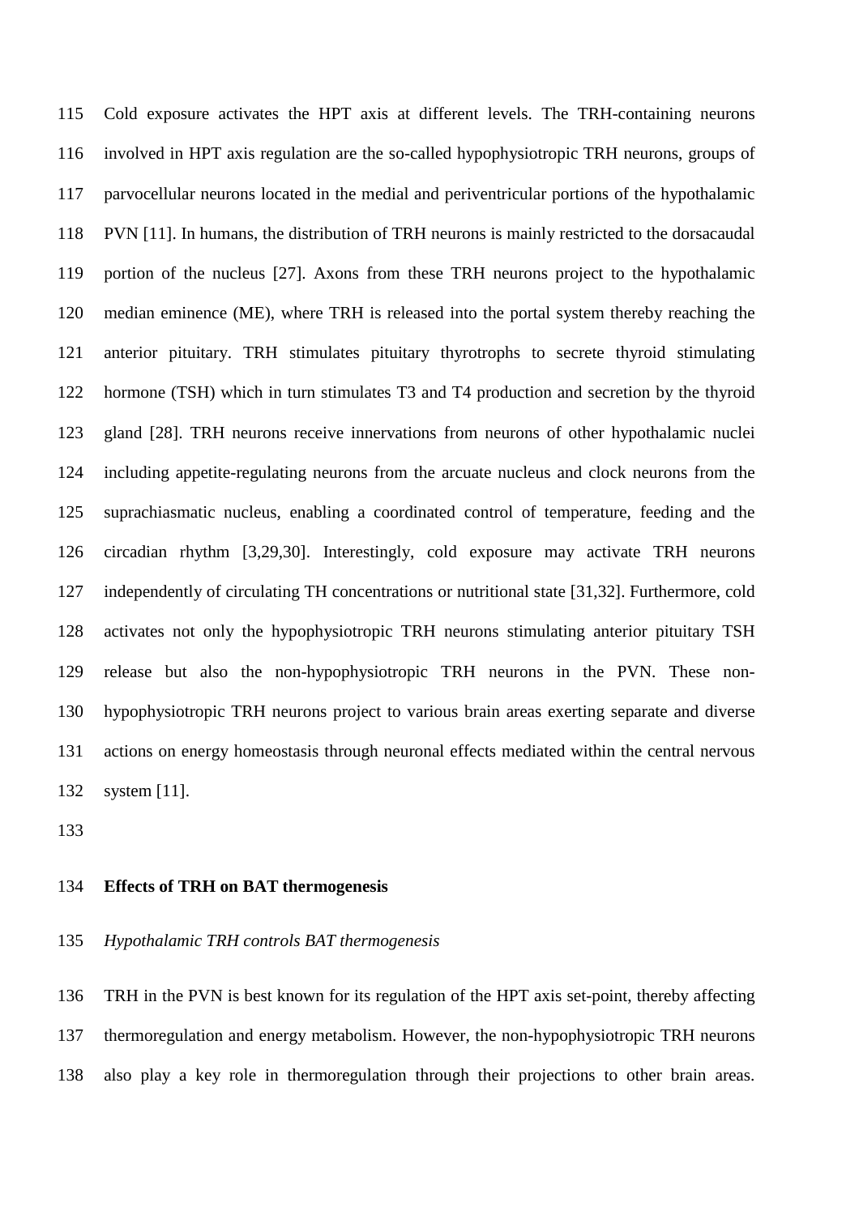Cold exposure activates the HPT axis at different levels. The TRH-containing neurons involved in HPT axis regulation are the so-called hypophysiotropic TRH neurons, groups of parvocellular neurons located in the medial and periventricular portions of the hypothalamic PVN [11]. In humans, the distribution of TRH neurons is mainly restricted to the dorsacaudal portion of the nucleus [27]. Axons from these TRH neurons project to the hypothalamic median eminence (ME), where TRH is released into the portal system thereby reaching the anterior pituitary. TRH stimulates pituitary thyrotrophs to secrete thyroid stimulating hormone (TSH) which in turn stimulates T3 and T4 production and secretion by the thyroid gland [28]. TRH neurons receive innervations from neurons of other hypothalamic nuclei including appetite-regulating neurons from the arcuate nucleus and clock neurons from the suprachiasmatic nucleus, enabling a coordinated control of temperature, feeding and the circadian rhythm [3,29,30]. Interestingly, cold exposure may activate TRH neurons independently of circulating TH concentrations or nutritional state [31,32]. Furthermore, cold activates not only the hypophysiotropic TRH neurons stimulating anterior pituitary TSH release but also the non-hypophysiotropic TRH neurons in the PVN. These non-hypophysiotropic TRH neurons project to various brain areas exerting separate and diverse actions on energy homeostasis through neuronal effects mediated within the central nervous system [11].

## Effects of TRH on BAT thermogenesis

### *Hypothalamic TRH controls BAT thermogenesis*

TRH in the PVN is best known for its regulation of the HPT axis set-point, thereby affecting thermoregulation and energy metabolism. However, the non-hypophysiotropic TRH neurons also play a key role in thermoregulation through their projections to other brain areas.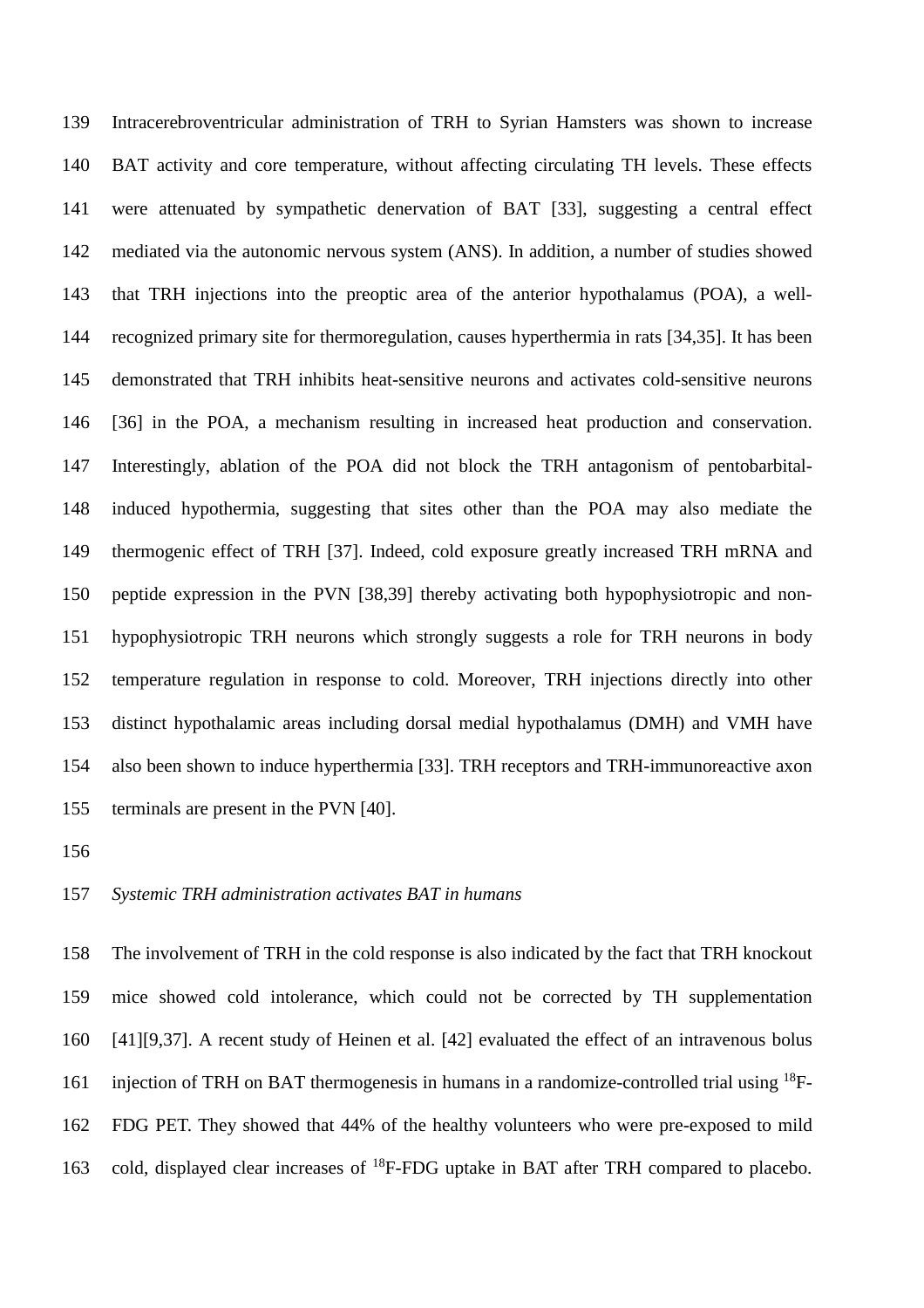Intracerebroventricular administration of TRH to Syrian Hamsters was shown to increase BAT activity and core temperature, without affecting circulating TH levels. These effects were attenuated by sympathetic denervation of BAT [33], suggesting a central effect mediated via the autonomic nervous system (ANS). In addition, a number of studies showed that TRH injections into the preoptic area of the anterior hypothalamus (POA), a well-recognized primary site for thermoregulation, causes hyperthermia in rats [34,35]. It has been demonstrated that TRH inhibits heat-sensitive neurons and activates cold-sensitive neurons [36] in the POA, a mechanism resulting in increased heat production and conservation. Interestingly, ablation of the POA did not block the TRH antagonism of pentobarbital-induced hypothermia, suggesting that sites other than the POA may also mediate the thermogenic effect of TRH [37]. Indeed, cold exposure greatly increased TRH mRNA and peptide expression in the PVN [38,39] thereby activating both hypophysiotropic and non-hypophysiotropic TRH neurons which strongly suggests a role for TRH neurons in body temperature regulation in response to cold. Moreover, TRH injections directly into other distinct hypothalamic areas including dorsal medial hypothalamus (DMH) and VMH have also been shown to induce hyperthermia [33]. TRH receptors and TRH-immunoreactive axon terminals are present in the PVN [40].

*Systemic TRH administration activates BAT in humans*

The involvement of TRH in the cold response is also indicated by the fact that TRH knockout mice showed cold intolerance, which could not be corrected by TH supplementation [41][9,37]. A recent study of Heinen et al. [42] evaluated the effect of an intravenous bolus injection of TRH on BAT thermogenesis in humans in a randomize-controlled trial using $^{18}$F-FDG PET. They showed that 44% of the healthy volunteers who were pre-exposed to mild cold, displayed clear increases of $^{18}$F-FDG uptake in BAT after TRH compared to placebo.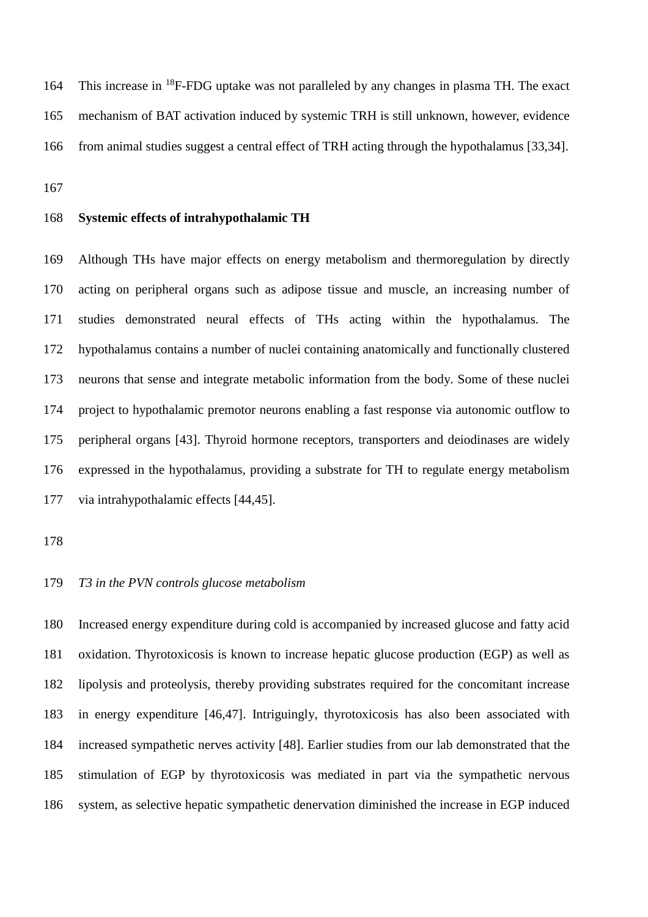This increase in $^{18}$F-FDG uptake was not paralleled by any changes in plasma TH. The exact mechanism of BAT activation induced by systemic TRH is still unknown, however, evidence from animal studies suggest a central effect of TRH acting through the hypothalamus [33,34].

## Systemic effects of intrahypothalamic TH

Although THs have major effects on energy metabolism and thermoregulation by directly acting on peripheral organs such as adipose tissue and muscle, an increasing number of studies demonstrated neural effects of THs acting within the hypothalamus. The hypothalamus contains a number of nuclei containing anatomically and functionally clustered neurons that sense and integrate metabolic information from the body. Some of these nuclei project to hypothalamic premotor neurons enabling a fast response via autonomic outflow to peripheral organs [43]. Thyroid hormone receptors, transporters and deiodinases are widely expressed in the hypothalamus, providing a substrate for TH to regulate energy metabolism via intrahypothalamic effects [44,45].

### *T3 in the PVN controls glucose metabolism*

Increased energy expenditure during cold is accompanied by increased glucose and fatty acid oxidation. Thyrotoxicosis is known to increase hepatic glucose production (EGP) as well as lipolysis and proteolysis, thereby providing substrates required for the concomitant increase in energy expenditure [46,47]. Intriguingly, thyrotoxicosis has also been associated with increased sympathetic nerves activity [48]. Earlier studies from our lab demonstrated that the stimulation of EGP by thyrotoxicosis was mediated in part via the sympathetic nervous system, as selective hepatic sympathetic denervation diminished the increase in EGP induced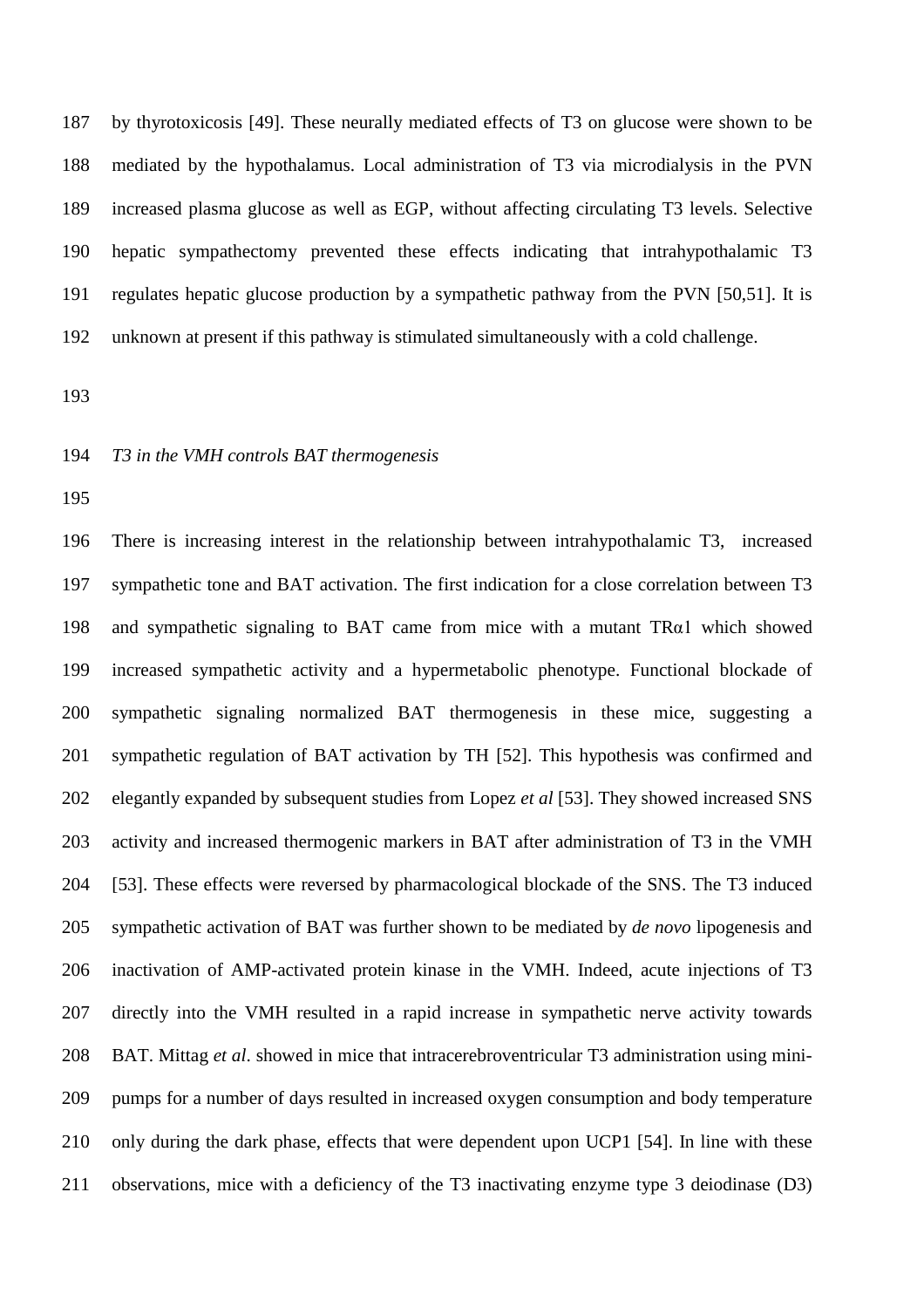by thyrotoxicosis [49]. These neurally mediated effects of T3 on glucose were shown to be mediated by the hypothalamus. Local administration of T3 via microdialysis in the PVN increased plasma glucose as well as EGP, without affecting circulating T3 levels. Selective hepatic sympathectomy prevented these effects indicating that intrahypothalamic T3 regulates hepatic glucose production by a sympathetic pathway from the PVN [50,51]. It is unknown at present if this pathway is stimulated simultaneously with a cold challenge.

*T3 in the VMH controls BAT thermogenesis*

There is increasing interest in the relationship between intrahypothalamic T3, increased sympathetic tone and BAT activation. The first indication for a close correlation between T3 and sympathetic signaling to BAT came from mice with a mutant TRα1 which showed increased sympathetic activity and a hypermetabolic phenotype. Functional blockade of sympathetic signaling normalized BAT thermogenesis in these mice, suggesting a sympathetic regulation of BAT activation by TH [52]. This hypothesis was confirmed and elegantly expanded by subsequent studies from Lopez *et al* [53]. They showed increased SNS activity and increased thermogenic markers in BAT after administration of T3 in the VMH [53]. These effects were reversed by pharmacological blockade of the SNS. The T3 induced sympathetic activation of BAT was further shown to be mediated by *de novo* lipogenesis and inactivation of AMP-activated protein kinase in the VMH. Indeed, acute injections of T3 directly into the VMH resulted in a rapid increase in sympathetic nerve activity towards BAT. Mittag *et al*. showed in mice that intracerebroventricular T3 administration using mini-pumps for a number of days resulted in increased oxygen consumption and body temperature only during the dark phase, effects that were dependent upon UCP1 [54]. In line with these observations, mice with a deficiency of the T3 inactivating enzyme type 3 deiodinase (D3)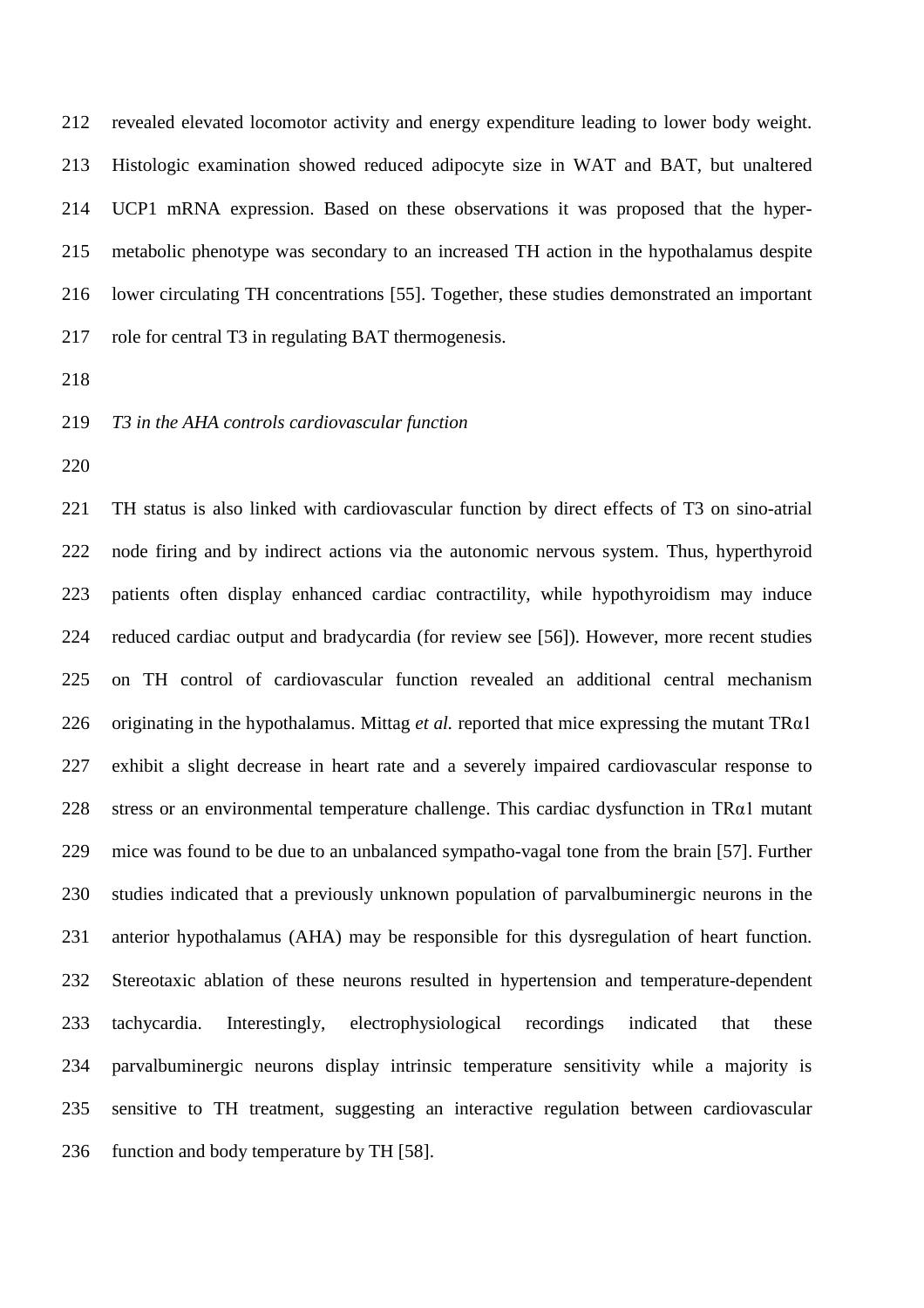revealed elevated locomotor activity and energy expenditure leading to lower body weight. Histologic examination showed reduced adipocyte size in WAT and BAT, but unaltered UCP1 mRNA expression. Based on these observations it was proposed that the hyper-metabolic phenotype was secondary to an increased TH action in the hypothalamus despite lower circulating TH concentrations [55]. Together, these studies demonstrated an important role for central T3 in regulating BAT thermogenesis.

*T3 in the AHA controls cardiovascular function*

TH status is also linked with cardiovascular function by direct effects of T3 on sino-atrial node firing and by indirect actions via the autonomic nervous system. Thus, hyperthyroid patients often display enhanced cardiac contractility, while hypothyroidism may induce reduced cardiac output and bradycardia (for review see [56]). However, more recent studies on TH control of cardiovascular function revealed an additional central mechanism originating in the hypothalamus. Mittag *et al.* reported that mice expressing the mutant TRα1 exhibit a slight decrease in heart rate and a severely impaired cardiovascular response to stress or an environmental temperature challenge. This cardiac dysfunction in TRα1 mutant mice was found to be due to an unbalanced sympatho-vagal tone from the brain [57]. Further studies indicated that a previously unknown population of parvalbuminergic neurons in the anterior hypothalamus (AHA) may be responsible for this dysregulation of heart function. Stereotaxic ablation of these neurons resulted in hypertension and temperature-dependent tachycardia. Interestingly, electrophysiological recordings indicated that these parvalbuminergic neurons display intrinsic temperature sensitivity while a majority is sensitive to TH treatment, suggesting an interactive regulation between cardiovascular function and body temperature by TH [58].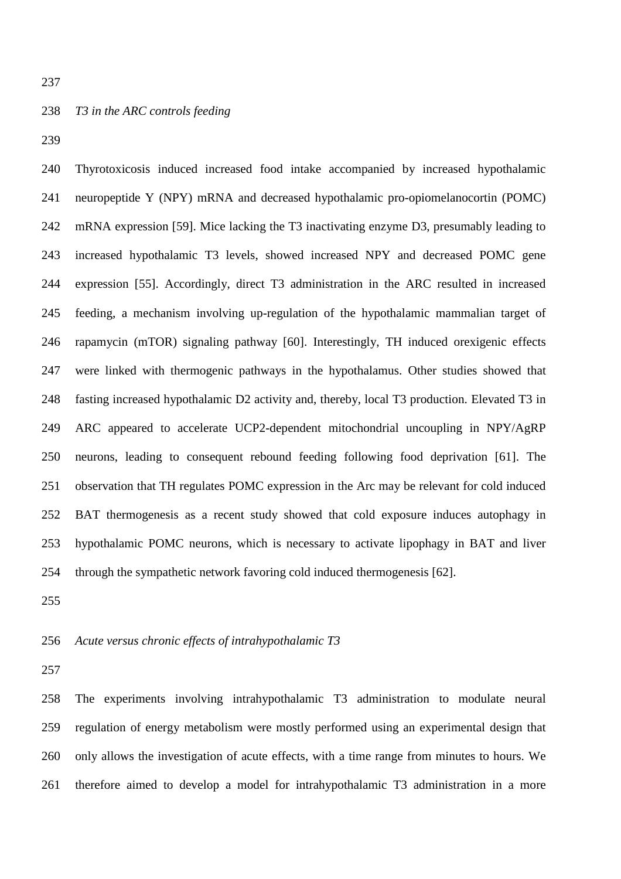*T3 in the ARC controls feeding*

Thyrotoxicosis induced increased food intake accompanied by increased hypothalamic neuropeptide Y (NPY) mRNA and decreased hypothalamic pro-opiomelanocortin (POMC) mRNA expression [59]. Mice lacking the T3 inactivating enzyme D3, presumably leading to increased hypothalamic T3 levels, showed increased NPY and decreased POMC gene expression [55]. Accordingly, direct T3 administration in the ARC resulted in increased feeding, a mechanism involving up-regulation of the hypothalamic mammalian target of rapamycin (mTOR) signaling pathway [60]. Interestingly, TH induced orexigenic effects were linked with thermogenic pathways in the hypothalamus. Other studies showed that fasting increased hypothalamic D2 activity and, thereby, local T3 production. Elevated T3 in ARC appeared to accelerate UCP2-dependent mitochondrial uncoupling in NPY/AgRP neurons, leading to consequent rebound feeding following food deprivation [61]. The observation that TH regulates POMC expression in the Arc may be relevant for cold induced BAT thermogenesis as a recent study showed that cold exposure induces autophagy in hypothalamic POMC neurons, which is necessary to activate lipophagy in BAT and liver through the sympathetic network favoring cold induced thermogenesis [62].

*Acute versus chronic effects of intrahypothalamic T3*

The experiments involving intrahypothalamic T3 administration to modulate neural regulation of energy metabolism were mostly performed using an experimental design that only allows the investigation of acute effects, with a time range from minutes to hours. We therefore aimed to develop a model for intrahypothalamic T3 administration in a more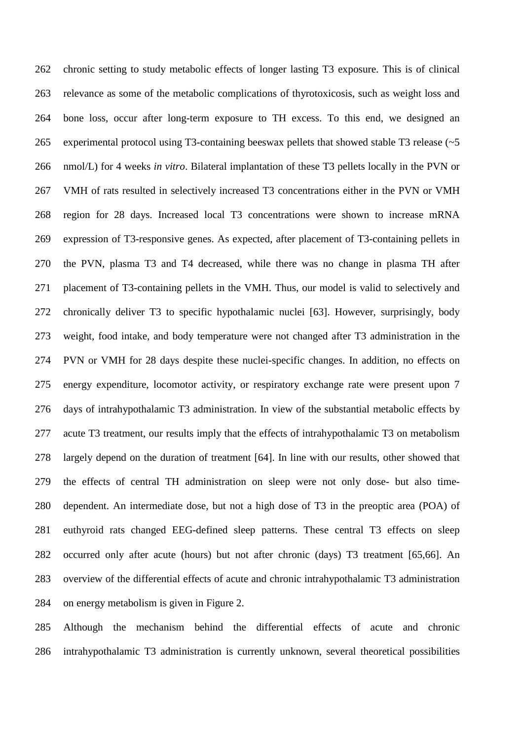chronic setting to study metabolic effects of longer lasting T3 exposure. This is of clinical relevance as some of the metabolic complications of thyrotoxicosis, such as weight loss and bone loss, occur after long-term exposure to TH excess. To this end, we designed an experimental protocol using T3-containing beeswax pellets that showed stable T3 release (~5 nmol/L) for 4 weeks *in vitro*. Bilateral implantation of these T3 pellets locally in the PVN or VMH of rats resulted in selectively increased T3 concentrations either in the PVN or VMH region for 28 days. Increased local T3 concentrations were shown to increase mRNA expression of T3-responsive genes. As expected, after placement of T3-containing pellets in the PVN, plasma T3 and T4 decreased, while there was no change in plasma TH after placement of T3-containing pellets in the VMH. Thus, our model is valid to selectively and chronically deliver T3 to specific hypothalamic nuclei [63]. However, surprisingly, body weight, food intake, and body temperature were not changed after T3 administration in the PVN or VMH for 28 days despite these nuclei-specific changes. In addition, no effects on energy expenditure, locomotor activity, or respiratory exchange rate were present upon 7 days of intrahypothalamic T3 administration. In view of the substantial metabolic effects by acute T3 treatment, our results imply that the effects of intrahypothalamic T3 on metabolism largely depend on the duration of treatment [64]. In line with our results, other showed that the effects of central TH administration on sleep were not only dose- but also time-dependent. An intermediate dose, but not a high dose of T3 in the preoptic area (POA) of euthyroid rats changed EEG-defined sleep patterns. These central T3 effects on sleep occurred only after acute (hours) but not after chronic (days) T3 treatment [65,66]. An overview of the differential effects of acute and chronic intrahypothalamic T3 administration on energy metabolism is given in Figure 2.

Although the mechanism behind the differential effects of acute and chronic intrahypothalamic T3 administration is currently unknown, several theoretical possibilities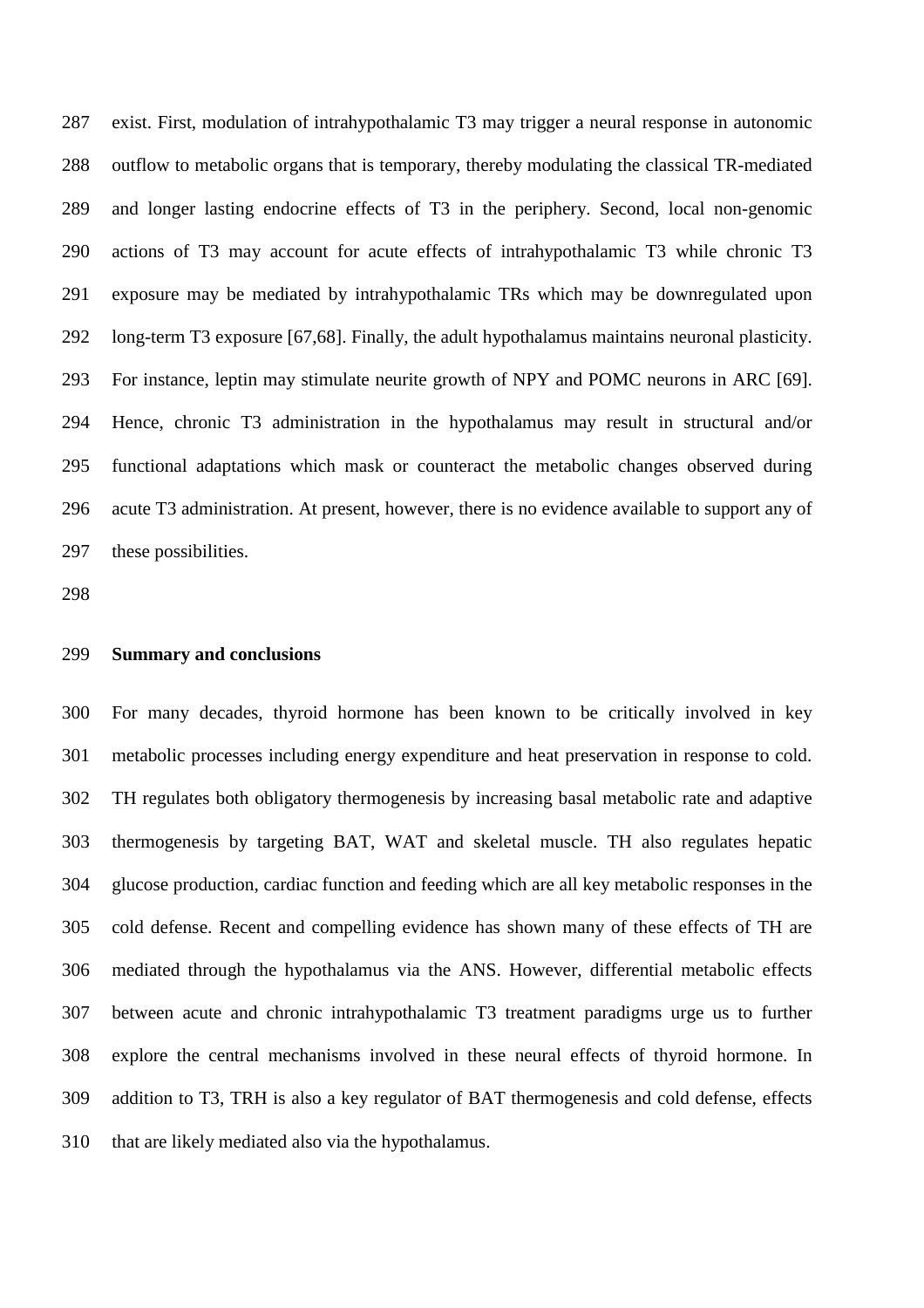exist. First, modulation of intrahypothalamic T3 may trigger a neural response in autonomic outflow to metabolic organs that is temporary, thereby modulating the classical TR-mediated and longer lasting endocrine effects of T3 in the periphery. Second, local non-genomic actions of T3 may account for acute effects of intrahypothalamic T3 while chronic T3 exposure may be mediated by intrahypothalamic TRs which may be downregulated upon long-term T3 exposure [67,68]. Finally, the adult hypothalamus maintains neuronal plasticity. For instance, leptin may stimulate neurite growth of NPY and POMC neurons in ARC [69]. Hence, chronic T3 administration in the hypothalamus may result in structural and/or functional adaptations which mask or counteract the metabolic changes observed during acute T3 administration. At present, however, there is no evidence available to support any of these possibilities.

## Summary and conclusions

For many decades, thyroid hormone has been known to be critically involved in key metabolic processes including energy expenditure and heat preservation in response to cold. TH regulates both obligatory thermogenesis by increasing basal metabolic rate and adaptive thermogenesis by targeting BAT, WAT and skeletal muscle. TH also regulates hepatic glucose production, cardiac function and feeding which are all key metabolic responses in the cold defense. Recent and compelling evidence has shown many of these effects of TH are mediated through the hypothalamus via the ANS. However, differential metabolic effects between acute and chronic intrahypothalamic T3 treatment paradigms urge us to further explore the central mechanisms involved in these neural effects of thyroid hormone. In addition to T3, TRH is also a key regulator of BAT thermogenesis and cold defense, effects that are likely mediated also via the hypothalamus.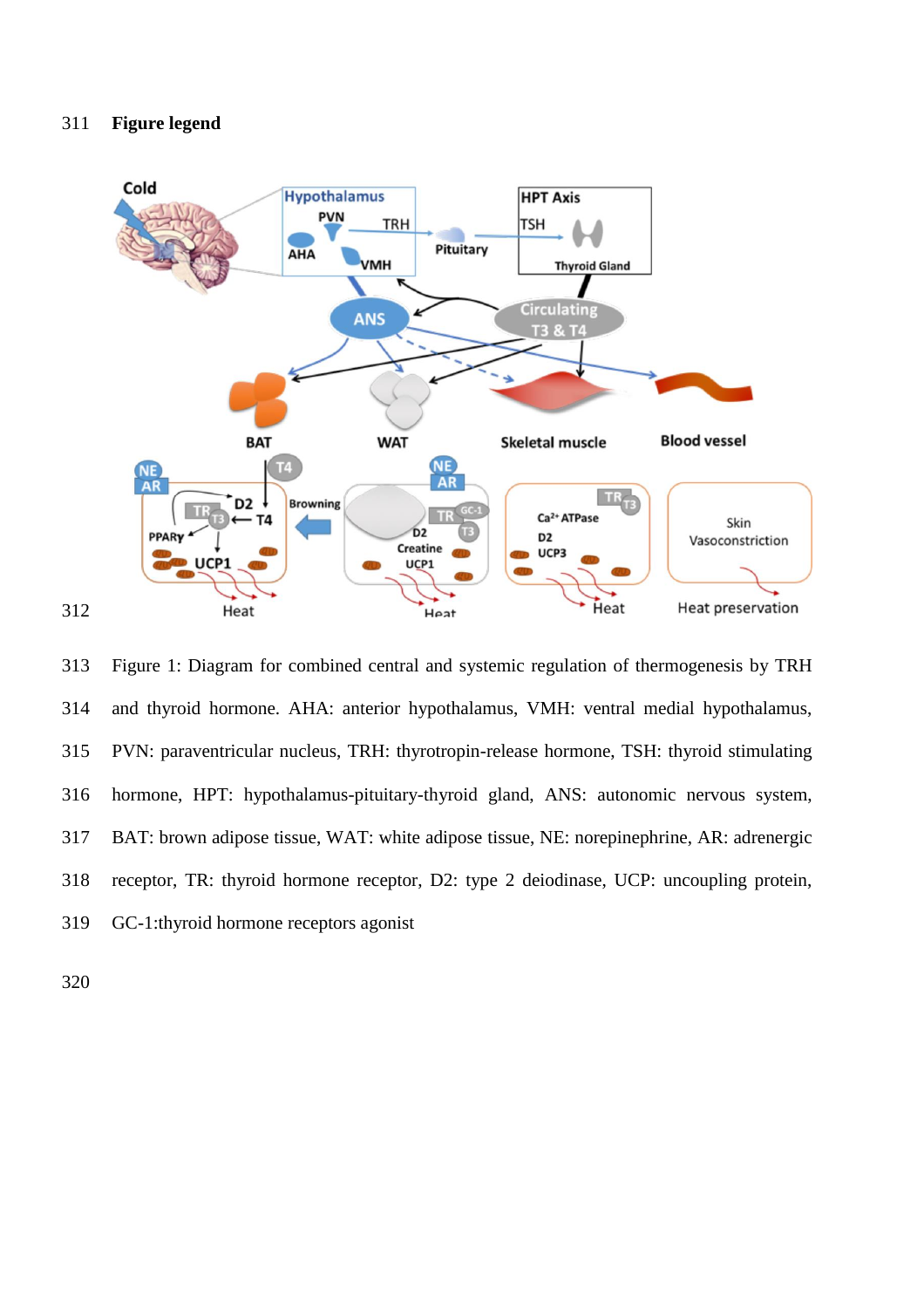**Figure legend**

Figure 1: Diagram for combined central and systemic regulation of thermogenesis by TRH and thyroid hormone. AHA: anterior hypothalamus, VMH: ventral medial hypothalamus, PVN: paraventricular nucleus, TRH: thyrotropin-release hormone, TSH: thyroid stimulating hormone, HPT: hypothalamus-pituitary-thyroid gland, ANS: autonomic nervous system, BAT: brown adipose tissue, WAT: white adipose tissue, NE: norepinephrine, AR: adrenergic receptor, TR: thyroid hormone receptor, D2: type 2 deiodinase, UCP: uncoupling protein, GC-1:thyroid hormone receptors agonist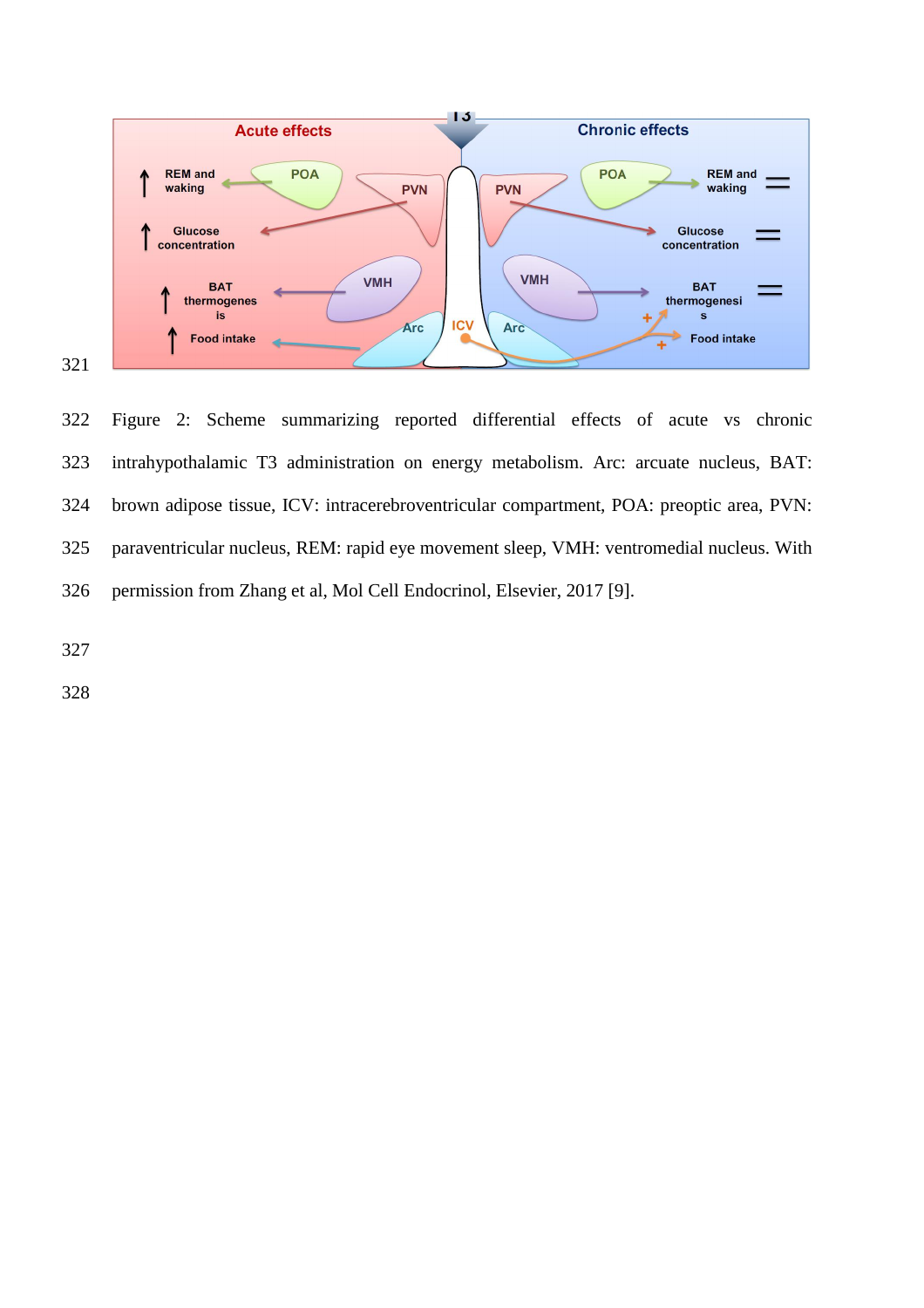Figure 2: Scheme summarizing reported differential effects of acute vs chronic intrahypothalamic T3 administration on energy metabolism. Arc: arcuate nucleus, BAT: brown adipose tissue, ICV: intracerebroventricular compartment, POA: preoptic area, PVN: paraventricular nucleus, REM: rapid eye movement sleep, VMH: ventromedial nucleus. With permission from Zhang et al, Mol Cell Endocrinol, Elsevier, 2017 [9].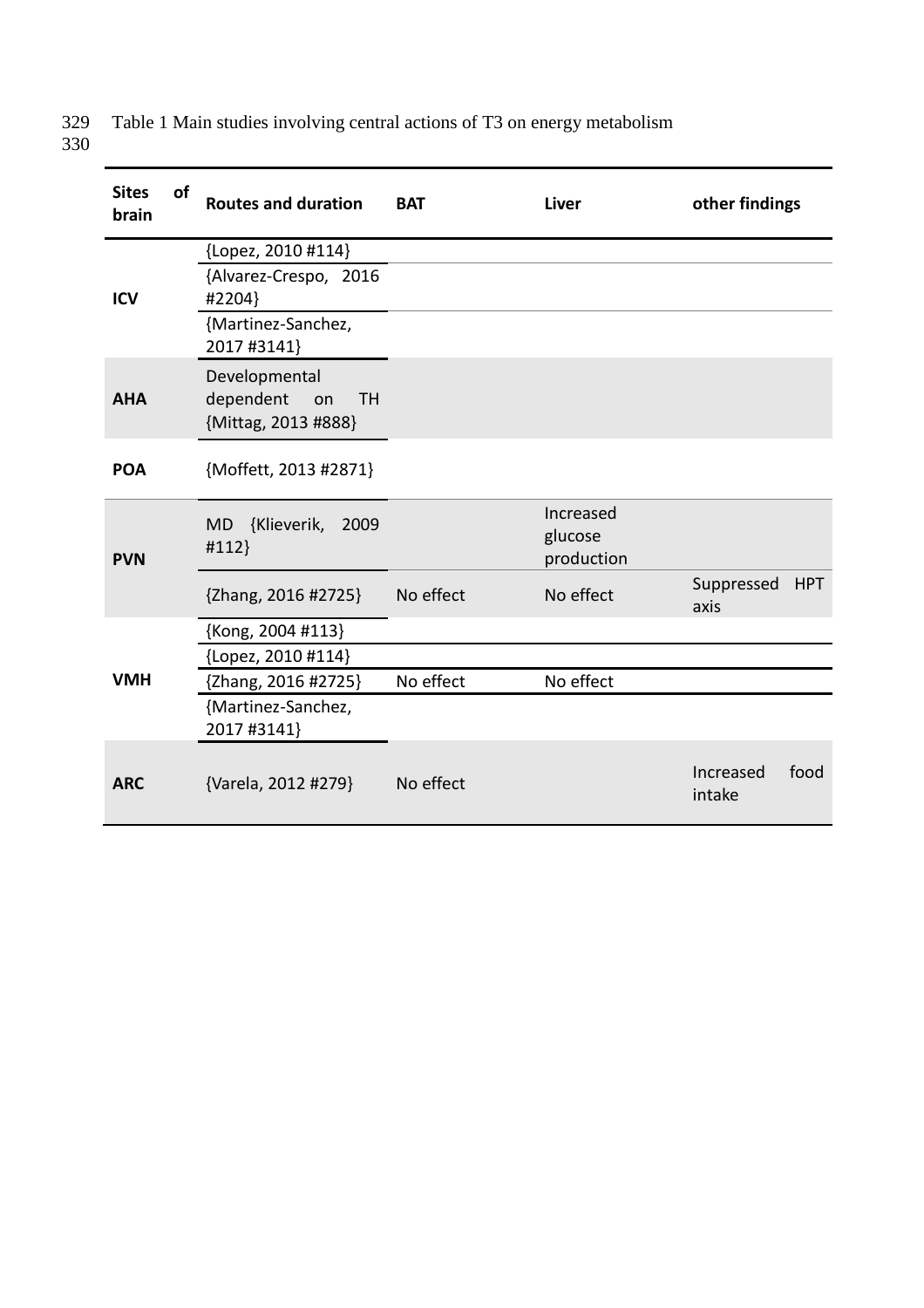Table 1 Main studies involving central actions of T3 on energy metabolism

| Sites of brain | Routes and duration | BAT | Liver | other findings |
|---|---|---|---|---|
| ICV | {Lopez, 2010 #114} | | | |
| | {Alvarez-Crespo, 2016 #2204} | | | |
| | {Martinez-Sanchez, 2017 #3141} | | | |
| AHA | Developmental dependent on TH {Mittag, 2013 #888} | | | |
| POA | {Moffett, 2013 #2871} | | | |
| PVN | MD {Klieverik, 2009 #112} | | Increased glucose production | |
| | {Zhang, 2016 #2725} | No effect | No effect | Suppressed HPT axis |
| VMH | {Kong, 2004 #113} | | | |
| | {Lopez, 2010 #114} | | | |
| | {Zhang, 2016 #2725} | No effect | No effect | |
| | {Martinez-Sanchez, 2017 #3141} | | | |
| ARC | {Varela, 2012 #279} | No effect | | Increased food intake |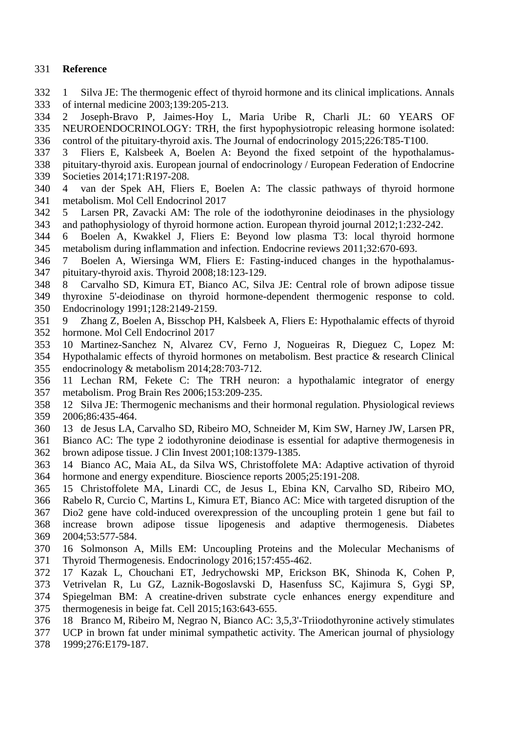# Reference

1 Silva JE: The thermogenic effect of thyroid hormone and its clinical implications. Annals of internal medicine 2003;139:205-213.

2 Joseph-Bravo P, Jaimes-Hoy L, Maria Uribe R, Charli JL: 60 YEARS OF NEUROENDOCRINOLOGY: TRH, the first hypophysiotropic releasing hormone isolated: control of the pituitary-thyroid axis. The Journal of endocrinology 2015;226:T85-T100.

3 Fliers E, Kalsbeek A, Boelen A: Beyond the fixed setpoint of the hypothalamus-pituitary-thyroid axis. European journal of endocrinology / European Federation of Endocrine Societies 2014;171:R197-208.

4 van der Spek AH, Fliers E, Boelen A: The classic pathways of thyroid hormone metabolism. Mol Cell Endocrinol 2017

5 Larsen PR, Zavacki AM: The role of the iodothyronine deiodinases in the physiology and pathophysiology of thyroid hormone action. European thyroid journal 2012;1:232-242.

6 Boelen A, Kwakkel J, Fliers E: Beyond low plasma T3: local thyroid hormone metabolism during inflammation and infection. Endocrine reviews 2011;32:670-693.

7 Boelen A, Wiersinga WM, Fliers E: Fasting-induced changes in the hypothalamus-pituitary-thyroid axis. Thyroid 2008;18:123-129.

8 Carvalho SD, Kimura ET, Bianco AC, Silva JE: Central role of brown adipose tissue thyroxine 5'-deiodinase on thyroid hormone-dependent thermogenic response to cold. Endocrinology 1991;128:2149-2159.

9 Zhang Z, Boelen A, Bisschop PH, Kalsbeek A, Fliers E: Hypothalamic effects of thyroid hormone. Mol Cell Endocrinol 2017

10 Martinez-Sanchez N, Alvarez CV, Ferno J, Nogueiras R, Dieguez C, Lopez M: Hypothalamic effects of thyroid hormones on metabolism. Best practice & research Clinical endocrinology & metabolism 2014;28:703-712.

11 Lechan RM, Fekete C: The TRH neuron: a hypothalamic integrator of energy metabolism. Prog Brain Res 2006;153:209-235.

12 Silva JE: Thermogenic mechanisms and their hormonal regulation. Physiological reviews 2006;86:435-464.

13 de Jesus LA, Carvalho SD, Ribeiro MO, Schneider M, Kim SW, Harney JW, Larsen PR, Bianco AC: The type 2 iodothyronine deiodinase is essential for adaptive thermogenesis in brown adipose tissue. J Clin Invest 2001;108:1379-1385.

14 Bianco AC, Maia AL, da Silva WS, Christoffolete MA: Adaptive activation of thyroid hormone and energy expenditure. Bioscience reports 2005;25:191-208.

15 Christoffolete MA, Linardi CC, de Jesus L, Ebina KN, Carvalho SD, Ribeiro MO, Rabelo R, Curcio C, Martins L, Kimura ET, Bianco AC: Mice with targeted disruption of the Dio2 gene have cold-induced overexpression of the uncoupling protein 1 gene but fail to increase brown adipose tissue lipogenesis and adaptive thermogenesis. Diabetes 2004;53:577-584.

16 Solmonson A, Mills EM: Uncoupling Proteins and the Molecular Mechanisms of Thyroid Thermogenesis. Endocrinology 2016;157:455-462.

17 Kazak L, Chouchani ET, Jedrychowski MP, Erickson BK, Shinoda K, Cohen P, Vetrivelan R, Lu GZ, Laznik-Bogoslavski D, Hasenfuss SC, Kajimura S, Gygi SP, Spiegelman BM: A creatine-driven substrate cycle enhances energy expenditure and thermogenesis in beige fat. Cell 2015;163:643-655.

18 Branco M, Ribeiro M, Negrao N, Bianco AC: 3,5,3'-Triiodothyronine actively stimulates UCP in brown fat under minimal sympathetic activity. The American journal of physiology 1999;276:E179-187.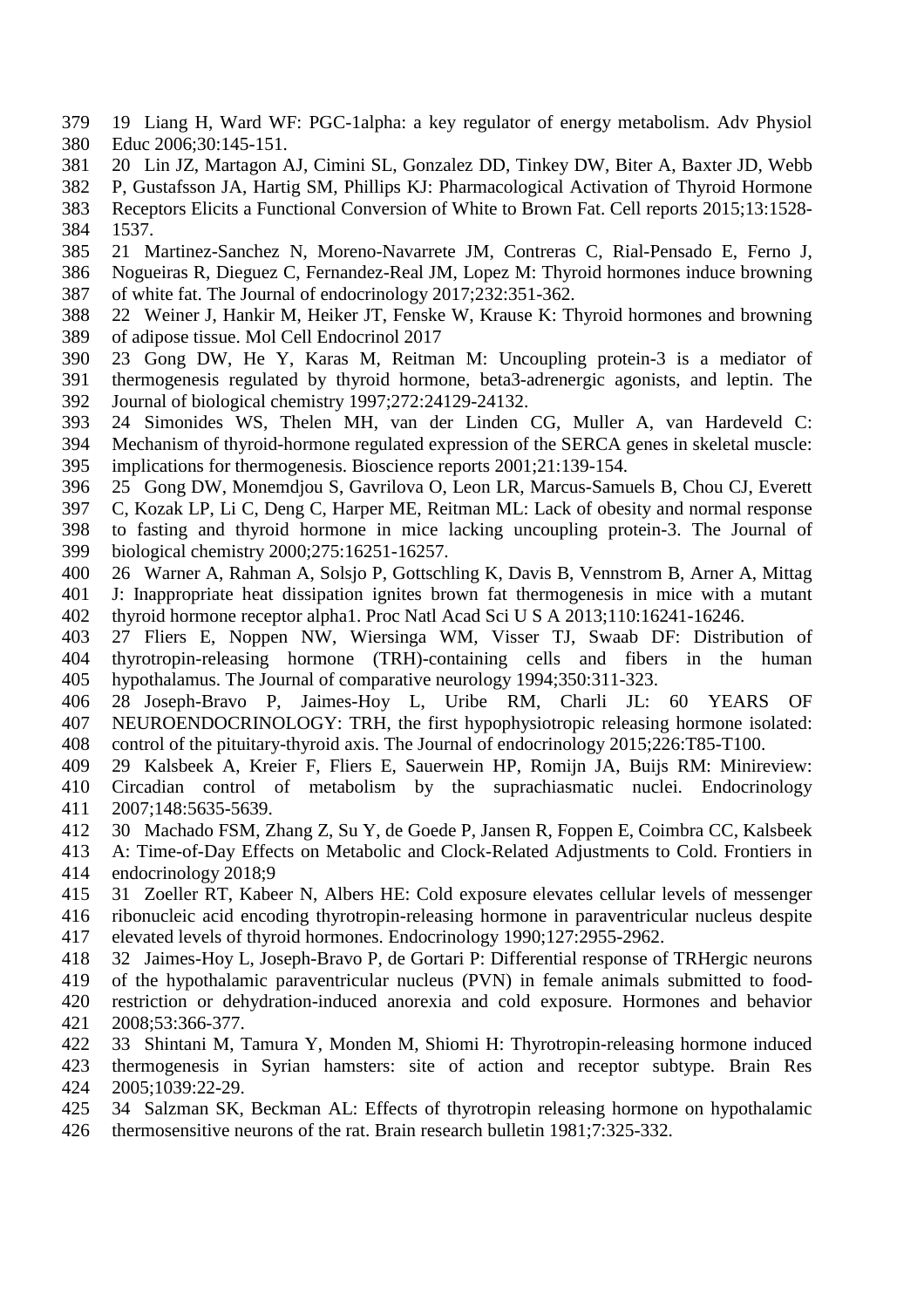19 Liang H, Ward WF: PGC-1alpha: a key regulator of energy metabolism. Adv Physiol Educ 2006;30:145-151.

20 Lin JZ, Martagon AJ, Cimini SL, Gonzalez DD, Tinkey DW, Biter A, Baxter JD, Webb P, Gustafsson JA, Hartig SM, Phillips KJ: Pharmacological Activation of Thyroid Hormone Receptors Elicits a Functional Conversion of White to Brown Fat. Cell reports 2015;13:1528-1537.

21 Martinez-Sanchez N, Moreno-Navarrete JM, Contreras C, Rial-Pensado E, Ferno J, Nogueiras R, Dieguez C, Fernandez-Real JM, Lopez M: Thyroid hormones induce browning of white fat. The Journal of endocrinology 2017;232:351-362.

22 Weiner J, Hankir M, Heiker JT, Fenske W, Krause K: Thyroid hormones and browning of adipose tissue. Mol Cell Endocrinol 2017

23 Gong DW, He Y, Karas M, Reitman M: Uncoupling protein-3 is a mediator of thermogenesis regulated by thyroid hormone, beta3-adrenergic agonists, and leptin. The Journal of biological chemistry 1997;272:24129-24132.

24 Simonides WS, Thelen MH, van der Linden CG, Muller A, van Hardeveld C: Mechanism of thyroid-hormone regulated expression of the SERCA genes in skeletal muscle: implications for thermogenesis. Bioscience reports 2001;21:139-154.

25 Gong DW, Monemdjou S, Gavrilova O, Leon LR, Marcus-Samuels B, Chou CJ, Everett C, Kozak LP, Li C, Deng C, Harper ME, Reitman ML: Lack of obesity and normal response to fasting and thyroid hormone in mice lacking uncoupling protein-3. The Journal of biological chemistry 2000;275:16251-16257.

26 Warner A, Rahman A, Solsjo P, Gottschling K, Davis B, Vennstrom B, Arner A, Mittag J: Inappropriate heat dissipation ignites brown fat thermogenesis in mice with a mutant thyroid hormone receptor alpha1. Proc Natl Acad Sci U S A 2013;110:16241-16246.

27 Fliers E, Noppen NW, Wiersinga WM, Visser TJ, Swaab DF: Distribution of thyrotropin-releasing hormone (TRH)-containing cells and fibers in the human hypothalamus. The Journal of comparative neurology 1994;350:311-323.

28 Joseph-Bravo P, Jaimes-Hoy L, Uribe RM, Charli JL: 60 YEARS OF NEUROENDOCRINOLOGY: TRH, the first hypophysiotropic releasing hormone isolated: control of the pituitary-thyroid axis. The Journal of endocrinology 2015;226:T85-T100.

29 Kalsbeek A, Kreier F, Fliers E, Sauerwein HP, Romijn JA, Buijs RM: Minireview: Circadian control of metabolism by the suprachiasmatic nuclei. Endocrinology 2007;148:5635-5639.

30 Machado FSM, Zhang Z, Su Y, de Goede P, Jansen R, Foppen E, Coimbra CC, Kalsbeek A: Time-of-Day Effects on Metabolic and Clock-Related Adjustments to Cold. Frontiers in endocrinology 2018;9

31 Zoeller RT, Kabeer N, Albers HE: Cold exposure elevates cellular levels of messenger ribonucleic acid encoding thyrotropin-releasing hormone in paraventricular nucleus despite elevated levels of thyroid hormones. Endocrinology 1990;127:2955-2962.

32 Jaimes-Hoy L, Joseph-Bravo P, de Gortari P: Differential response of TRHergic neurons of the hypothalamic paraventricular nucleus (PVN) in female animals submitted to food-restriction or dehydration-induced anorexia and cold exposure. Hormones and behavior 2008;53:366-377.

33 Shintani M, Tamura Y, Monden M, Shiomi H: Thyrotropin-releasing hormone induced thermogenesis in Syrian hamsters: site of action and receptor subtype. Brain Res 2005;1039:22-29.

34 Salzman SK, Beckman AL: Effects of thyrotropin releasing hormone on hypothalamic thermosensitive neurons of the rat. Brain research bulletin 1981;7:325-332.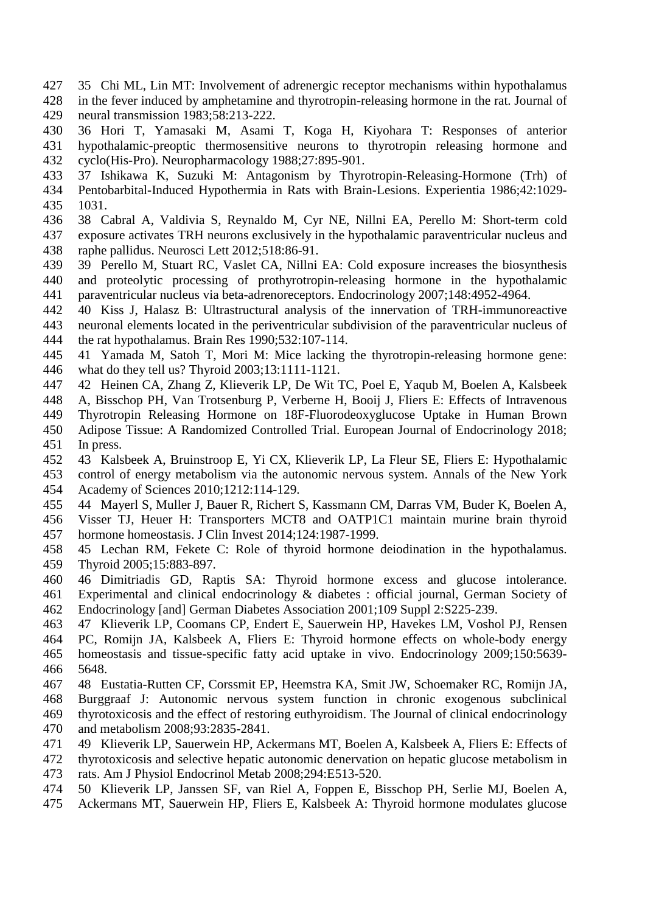35 Chi ML, Lin MT: Involvement of adrenergic receptor mechanisms within hypothalamus in the fever induced by amphetamine and thyrotropin-releasing hormone in the rat. Journal of neural transmission 1983;58:213-222.

36 Hori T, Yamasaki M, Asami T, Koga H, Kiyohara T: Responses of anterior hypothalamic-preoptic thermosensitive neurons to thyrotropin releasing hormone and cyclo(His-Pro). Neuropharmacology 1988;27:895-901.

37 Ishikawa K, Suzuki M: Antagonism by Thyrotropin-Releasing-Hormone (Trh) of Pentobarbital-Induced Hypothermia in Rats with Brain-Lesions. Experientia 1986;42:1029-1031.

38 Cabral A, Valdivia S, Reynaldo M, Cyr NE, Nillni EA, Perello M: Short-term cold exposure activates TRH neurons exclusively in the hypothalamic paraventricular nucleus and raphe pallidus. Neurosci Lett 2012;518:86-91.

39 Perello M, Stuart RC, Vaslet CA, Nillni EA: Cold exposure increases the biosynthesis and proteolytic processing of prothyrotropin-releasing hormone in the hypothalamic paraventricular nucleus via beta-adrenoreceptors. Endocrinology 2007;148:4952-4964.

40 Kiss J, Halasz B: Ultrastructural analysis of the innervation of TRH-immunoreactive neuronal elements located in the periventricular subdivision of the paraventricular nucleus of the rat hypothalamus. Brain Res 1990;532:107-114.

41 Yamada M, Satoh T, Mori M: Mice lacking the thyrotropin-releasing hormone gene: what do they tell us? Thyroid 2003;13:1111-1121.

42 Heinen CA, Zhang Z, Klieverik LP, De Wit TC, Poel E, Yaqub M, Boelen A, Kalsbeek A, Bisschop PH, Van Trotsenburg P, Verberne H, Booij J, Fliers E: Effects of Intravenous Thyrotropin Releasing Hormone on 18F-Fluorodeoxyglucose Uptake in Human Brown Adipose Tissue: A Randomized Controlled Trial. European Journal of Endocrinology 2018; In press.

43 Kalsbeek A, Bruinstroop E, Yi CX, Klieverik LP, La Fleur SE, Fliers E: Hypothalamic control of energy metabolism via the autonomic nervous system. Annals of the New York Academy of Sciences 2010;1212:114-129.

44 Mayerl S, Muller J, Bauer R, Richert S, Kassmann CM, Darras VM, Buder K, Boelen A, Visser TJ, Heuer H: Transporters MCT8 and OATP1C1 maintain murine brain thyroid hormone homeostasis. J Clin Invest 2014;124:1987-1999.

45 Lechan RM, Fekete C: Role of thyroid hormone deiodination in the hypothalamus. Thyroid 2005;15:883-897.

46 Dimitriadis GD, Raptis SA: Thyroid hormone excess and glucose intolerance. Experimental and clinical endocrinology & diabetes : official journal, German Society of Endocrinology [and] German Diabetes Association 2001;109 Suppl 2:S225-239.

47 Klieverik LP, Coomans CP, Endert E, Sauerwein HP, Havekes LM, Voshol PJ, Rensen PC, Romijn JA, Kalsbeek A, Fliers E: Thyroid hormone effects on whole-body energy homeostasis and tissue-specific fatty acid uptake in vivo. Endocrinology 2009;150:5639-5648.

48 Eustatia-Rutten CF, Corssmit EP, Heemstra KA, Smit JW, Schoemaker RC, Romijn JA, Burggraaf J: Autonomic nervous system function in chronic exogenous subclinical thyrotoxicosis and the effect of restoring euthyroidism. The Journal of clinical endocrinology and metabolism 2008;93:2835-2841.

49 Klieverik LP, Sauerwein HP, Ackermans MT, Boelen A, Kalsbeek A, Fliers E: Effects of thyrotoxicosis and selective hepatic autonomic denervation on hepatic glucose metabolism in rats. Am J Physiol Endocrinol Metab 2008;294:E513-520.

50 Klieverik LP, Janssen SF, van Riel A, Foppen E, Bisschop PH, Serlie MJ, Boelen A, Ackermans MT, Sauerwein HP, Fliers E, Kalsbeek A: Thyroid hormone modulates glucose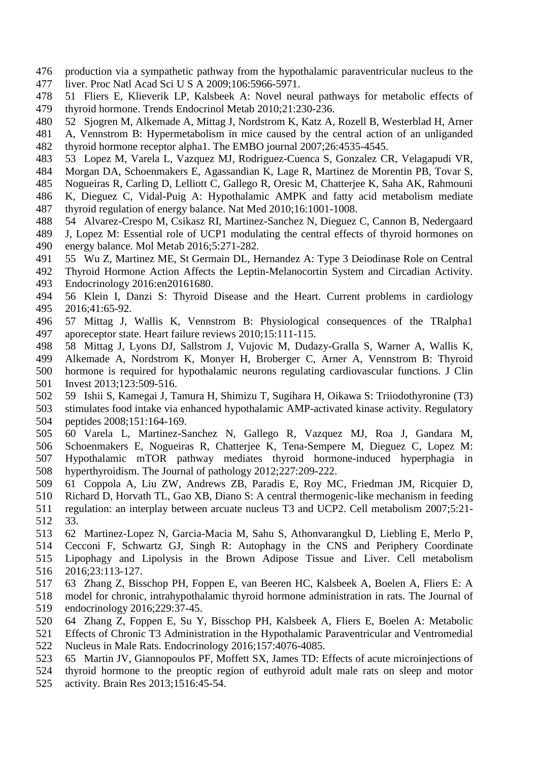production via a sympathetic pathway from the hypothalamic paraventricular nucleus to the liver. Proc Natl Acad Sci U S A 2009;106:5966-5971.

51 Fliers E, Klieverik LP, Kalsbeek A: Novel neural pathways for metabolic effects of thyroid hormone. Trends Endocrinol Metab 2010;21:230-236.

52 Sjogren M, Alkemade A, Mittag J, Nordstrom K, Katz A, Rozell B, Westerblad H, Arner A, Vennstrom B: Hypermetabolism in mice caused by the central action of an unliganded thyroid hormone receptor alpha1. The EMBO journal 2007;26:4535-4545.

53 Lopez M, Varela L, Vazquez MJ, Rodriguez-Cuenca S, Gonzalez CR, Velagapudi VR, Morgan DA, Schoenmakers E, Agassandian K, Lage R, Martinez de Morentin PB, Tovar S, Nogueiras R, Carling D, Lelliott C, Gallego R, Oresic M, Chatterjee K, Saha AK, Rahmouni K, Dieguez C, Vidal-Puig A: Hypothalamic AMPK and fatty acid metabolism mediate thyroid regulation of energy balance. Nat Med 2010;16:1001-1008.

54 Alvarez-Crespo M, Csikasz RI, Martinez-Sanchez N, Dieguez C, Cannon B, Nedergaard J, Lopez M: Essential role of UCP1 modulating the central effects of thyroid hormones on energy balance. Mol Metab 2016;5:271-282.

55 Wu Z, Martinez ME, St Germain DL, Hernandez A: Type 3 Deiodinase Role on Central Thyroid Hormone Action Affects the Leptin-Melanocortin System and Circadian Activity. Endocrinology 2016:en20161680.

56 Klein I, Danzi S: Thyroid Disease and the Heart. Current problems in cardiology 2016;41:65-92.

57 Mittag J, Wallis K, Vennstrom B: Physiological consequences of the TRalpha1 aporeceptor state. Heart failure reviews 2010;15:111-115.

58 Mittag J, Lyons DJ, Sallstrom J, Vujovic M, Dudazy-Gralla S, Warner A, Wallis K, Alkemade A, Nordstrom K, Monyer H, Broberger C, Arner A, Vennstrom B: Thyroid hormone is required for hypothalamic neurons regulating cardiovascular functions. J Clin Invest 2013;123:509-516.

59 Ishii S, Kamegai J, Tamura H, Shimizu T, Sugihara H, Oikawa S: Triiodothyronine (T3) stimulates food intake via enhanced hypothalamic AMP-activated kinase activity. Regulatory peptides 2008;151:164-169.

60 Varela L, Martinez-Sanchez N, Gallego R, Vazquez MJ, Roa J, Gandara M, Schoenmakers E, Nogueiras R, Chatterjee K, Tena-Sempere M, Dieguez C, Lopez M: Hypothalamic mTOR pathway mediates thyroid hormone-induced hyperphagia in hyperthyroidism. The Journal of pathology 2012;227:209-222.

61 Coppola A, Liu ZW, Andrews ZB, Paradis E, Roy MC, Friedman JM, Ricquier D, Richard D, Horvath TL, Gao XB, Diano S: A central thermogenic-like mechanism in feeding regulation: an interplay between arcuate nucleus T3 and UCP2. Cell metabolism 2007;5:21-33.

62 Martinez-Lopez N, Garcia-Macia M, Sahu S, Athonvarangkul D, Liebling E, Merlo P, Cecconi F, Schwartz GJ, Singh R: Autophagy in the CNS and Periphery Coordinate Lipophagy and Lipolysis in the Brown Adipose Tissue and Liver. Cell metabolism 2016;23:113-127.

63 Zhang Z, Bisschop PH, Foppen E, van Beeren HC, Kalsbeek A, Boelen A, Fliers E: A model for chronic, intrahypothalamic thyroid hormone administration in rats. The Journal of endocrinology 2016;229:37-45.

64 Zhang Z, Foppen E, Su Y, Bisschop PH, Kalsbeek A, Fliers E, Boelen A: Metabolic Effects of Chronic T3 Administration in the Hypothalamic Paraventricular and Ventromedial Nucleus in Male Rats. Endocrinology 2016;157:4076-4085.

65 Martin JV, Giannopoulos PF, Moffett SX, James TD: Effects of acute microinjections of thyroid hormone to the preoptic region of euthyroid adult male rats on sleep and motor activity. Brain Res 2013;1516:45-54.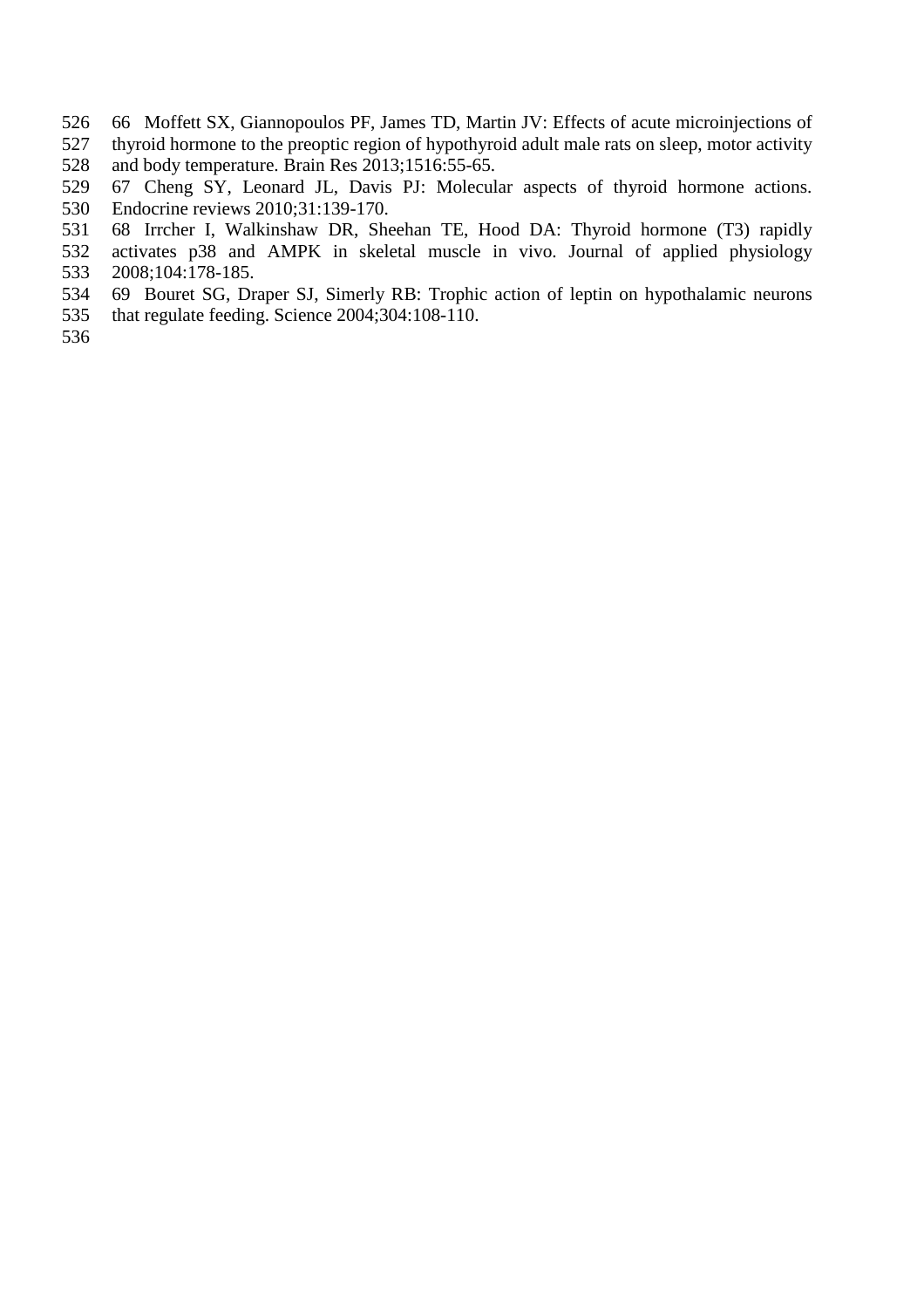66 Moffett SX, Giannopoulos PF, James TD, Martin JV: Effects of acute microinjections of thyroid hormone to the preoptic region of hypothyroid adult male rats on sleep, motor activity and body temperature. Brain Res 2013;1516:55-65.

67 Cheng SY, Leonard JL, Davis PJ: Molecular aspects of thyroid hormone actions. Endocrine reviews 2010;31:139-170.

68 Irrcher I, Walkinshaw DR, Sheehan TE, Hood DA: Thyroid hormone (T3) rapidly activates p38 and AMPK in skeletal muscle in vivo. Journal of applied physiology 2008;104:178-185.

69 Bouret SG, Draper SJ, Simerly RB: Trophic action of leptin on hypothalamic neurons that regulate feeding. Science 2004;304:108-110.